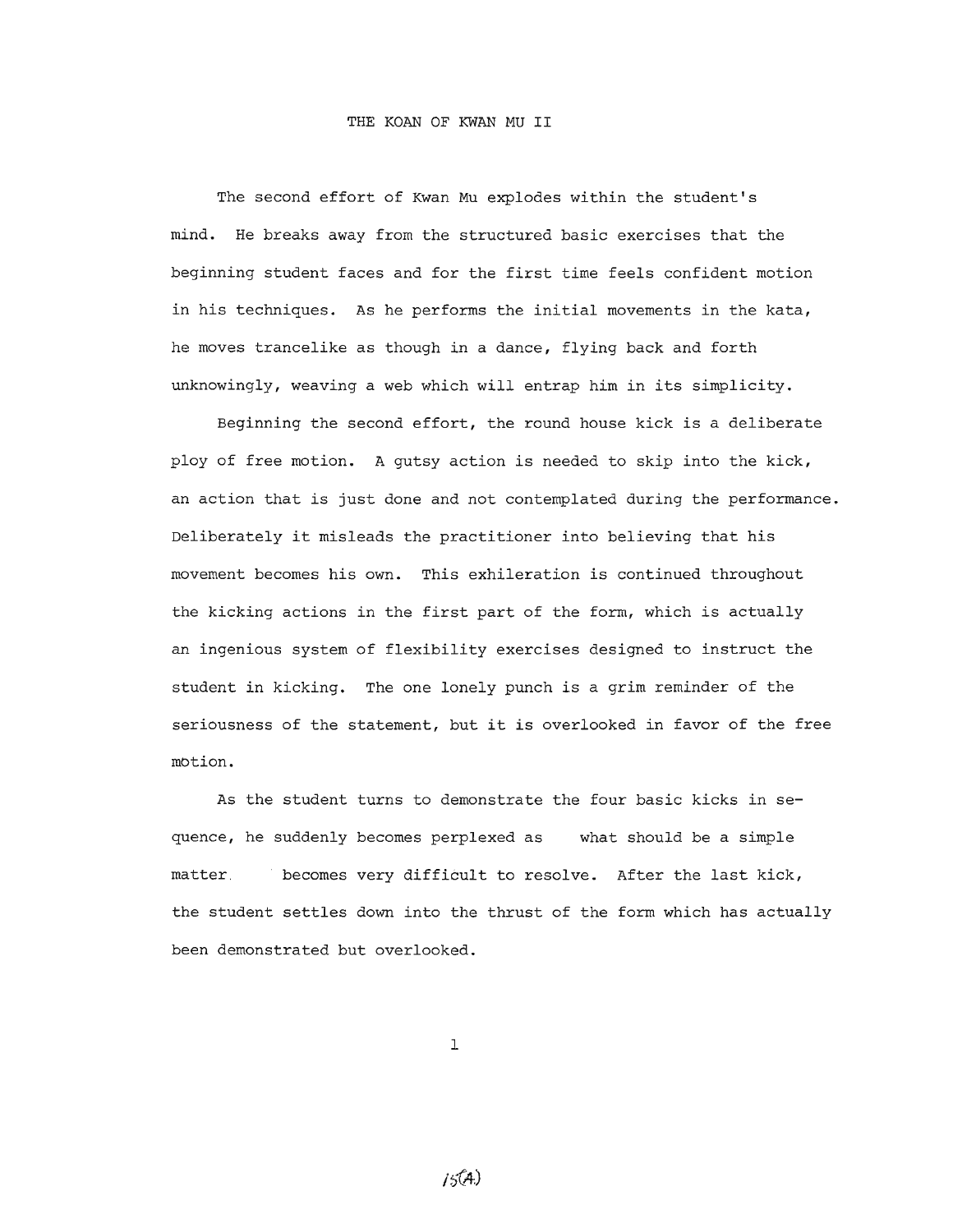# THE KOAN OF KWAN MU II

The second effort of Kwan Mu explodes within the student's mind. He breaks away from the structured basic exercises that the beginning student faces and for the first time feels confident motion in his techniques. As he performs the initial movements in the kata, he moves trancelike as though in a dance, flying back and forth unknowingly, weaving a web which will entrap him in its simplicity.

Beginning the second effort, the round house kick is a deliberate ploy of free motion. A gutsy action is needed to skip into the kick, an action that is just done and not contemplated during the performance. Deliberately it misleads the practitioner into believing that his movement becomes his own. This exhileration is continued throughout the kicking actions in the first part of the form, which is actually an ingenious system of flexibility exercises designed to instruct the student in kicking. The one lonely punch is a grim reminder of the seriousness of the statement, but it is overlooked in favor of the free motion.

As the student turns to demonstrate the four basic kicks in sequence, he suddenly becomes perplexed as what should be a simple matter becomes very difficult to resolve. After the last kick, the student settles down into the thrust of the form which has actually been demonstrated but overlooked.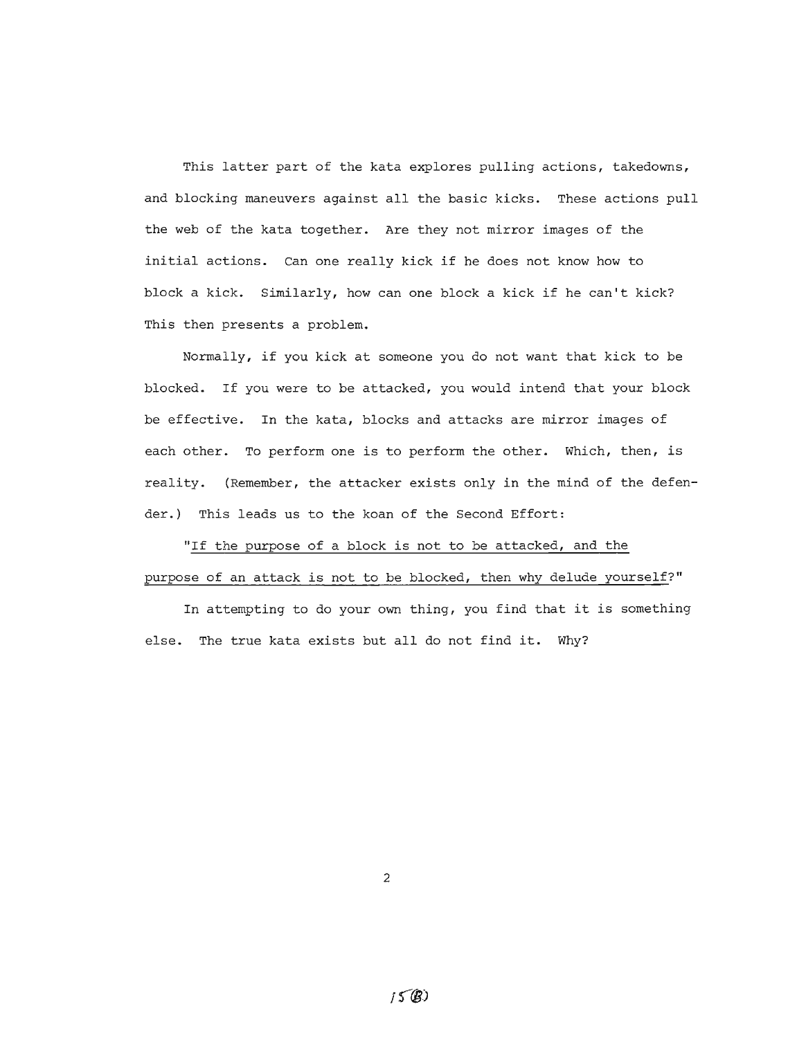This latter part of the kata explores pulling actions, takedowns, and blocking maneuvers against all the basic kicks. These actions pull the web of the kata together. Are they not mirror images of the initial actions. Can one really kick if he does not know how to block a kick. Similarly, how can one block a kick if he can't kick? This then presents a problem.

Normally, if you kick at someone you do not want that kick to be blocked. If you were to be attacked, you would intend that your block be effective. In the kata, blocks and attacks are mirror images of each other. To perform one is to perform the other. Which, then, is reality. (Remember, the attacker exists only in the mind of the defender.) This leads us to the koan of the Second Effort:

"If the purpose of a block is not to be attacked, and the purpose of an attack is not to be blocked, then why delude yourself?"

In attempting to do your own thing, you find that it is something else. The true kata exists but all do not find it. Why?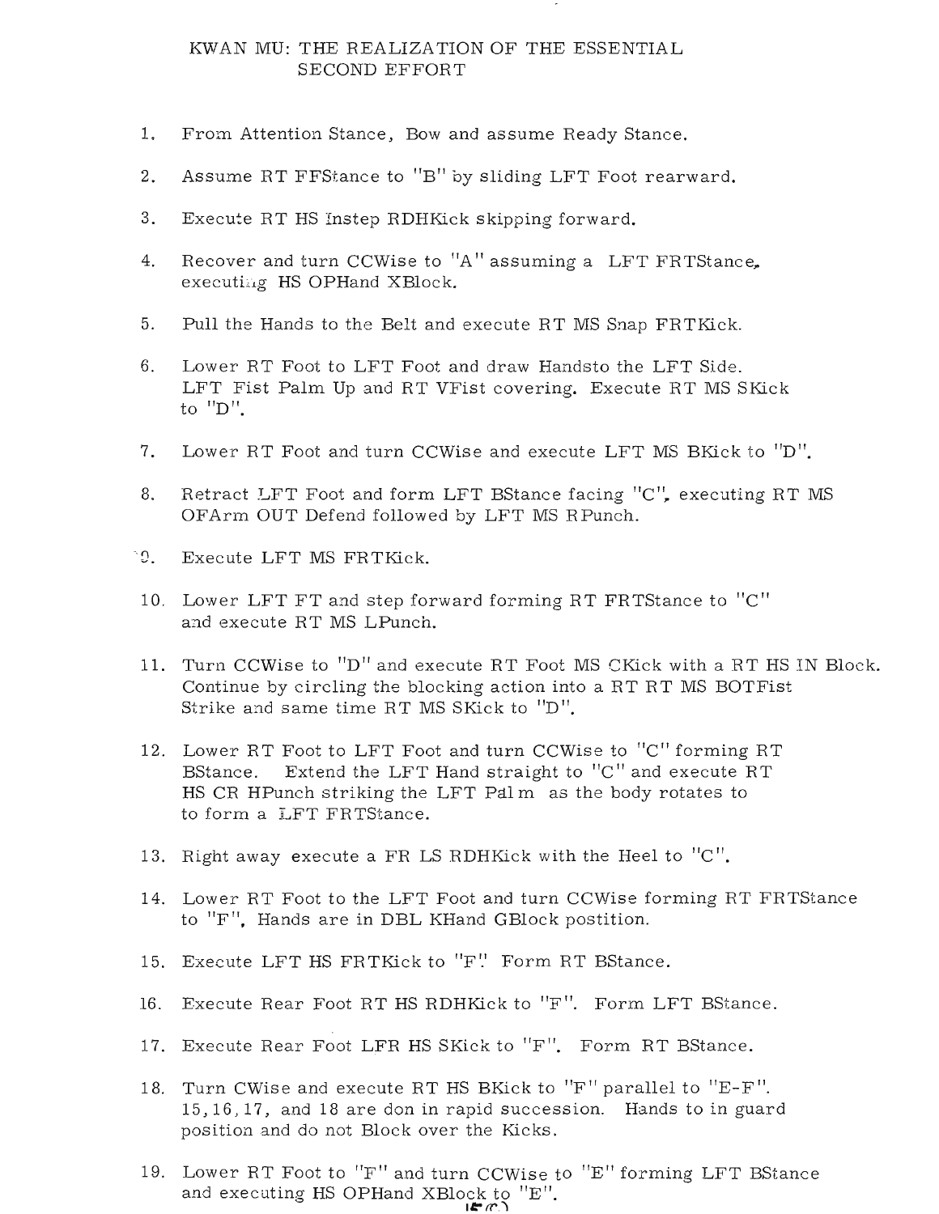# KWAN MU: THE REALIZATION OF THE ESSENTIAL SECOND EFFORT

1. From Attention Stance, Bow and assume Ready Stance.

2. Assume RT FFStance to "B" by sliding LFT Foot rearward.

3. Execute RT HS Instep RDHKick skipping forward.

4. Recover and turn CCWise to "A" assuming a LFT FRTStance, executing HS OPHand XBlock.

5. Pull the Hands to the Belt and execute RT MS Snap FRTKick.

6. Lower RT Foot to LFT Foot and draw Handsto the LFT Side. LFT Fist Palm Up and RT VFist covering. Execute RT MS SKick to "D".

7. Lower RT Foot and turn CCWise and execute LFT MS BKick to "D".

8. Retract LFT Foot and form LFT BStance facing "C", executing RT MS OFArm OUT Defend followed by LFT MS RPunch.

9. Execute LFT MS FRTKick.

10. Lower LFT FT and step forward forming RT FRTStance to "C" and execute RT MS LPunch.

11. Turn CCWise to "D" and execute RT Foot MS CKick with a RT HS IN Block. Continue by circling the blocking action into a RT RT MS BOTFist Strike and same time RT MS SKick to "D".

12. Lower RT Foot to LFT Foot and turn CCWise to "C" forming RT BStance. Extend the LFT Hand straight to "C" and execute RT HS CR HPunch striking the LFT Palm as the body rotates to to form a LFT FRTStance.

13. Right away execute a FR LS RDHKick with the Heel to "C".

14. Lower RT Foot to the LFT Foot and turn CCWise forming RT FRTStance to "F". Hands are in DBL KHand GBlock postition.

15. Execute LFT HS FRTKick to "F". Form RT BStance.

16. Execute Rear Foot RT HS RDHKick to "F". Form LFT BStance.

17. Execute Rear Foot LFR HS SKick to "F". Form RT BStance.

18. Turn CWise and execute RT HS BKick to "F" parallel to "E-F". 15, 16, 17, and 18 are don in rapid succession. Hands to in guard position and do not Block over the Kicks.

19. Lower RT Foot to "F" and turn CCWise to "E" forming LFT BStance and executing HS OPHand XBlock to "E".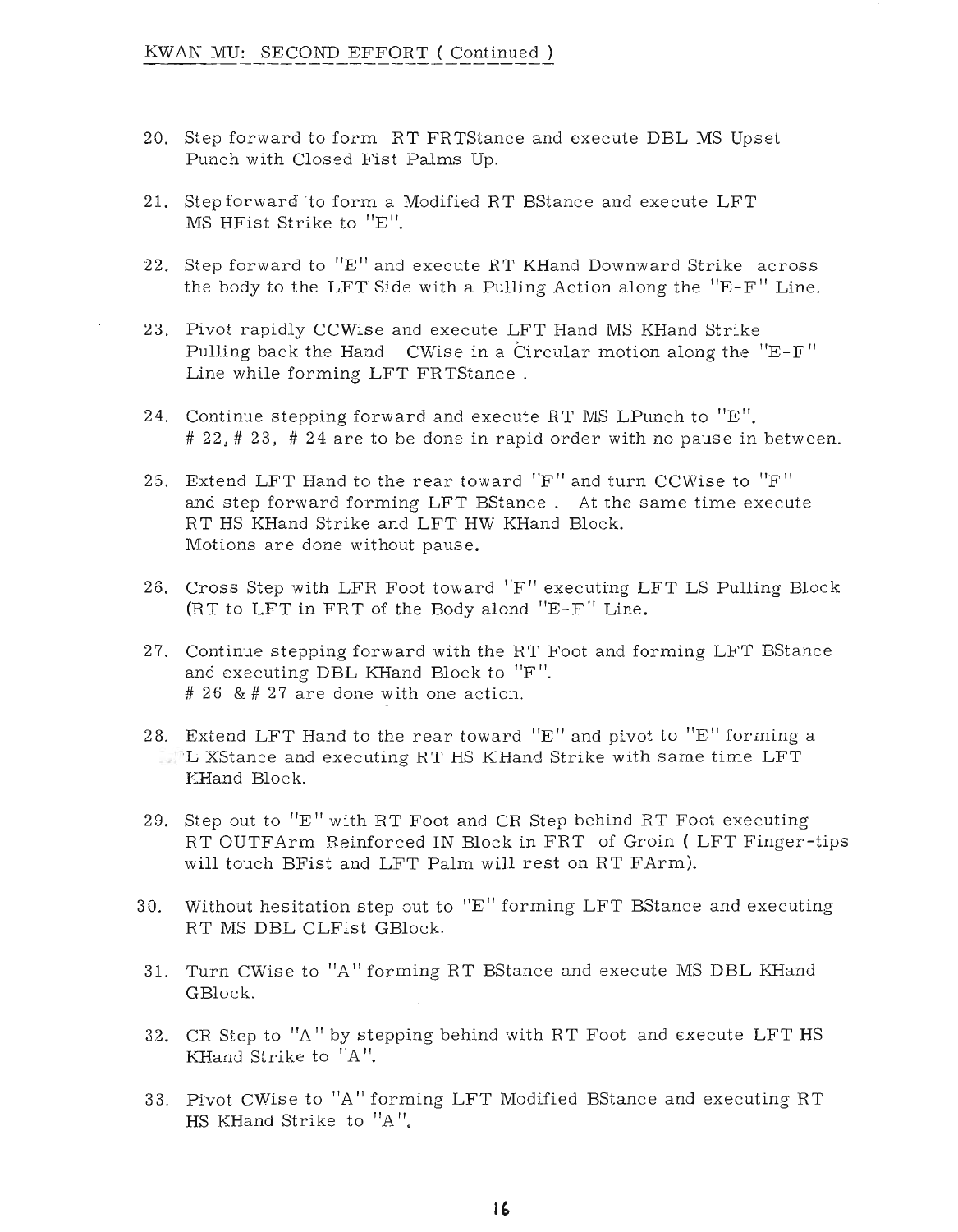KWAN MU: SECOND EFFORT ( Continued )

20. Step forward to form RT FRTStance and execute DBL MS Upset Punch with Closed Fist Palms Up.

21. Step forward to form a Modified RT BStance and execute LFT MS HFist Strike to "E".

22. Step forward to "E" and execute RT KHand Downward Strike across the body to the LFT Side with a Pulling Action along the "E-F" Line.

23. Pivot rapidly CCWise and execute LFT Hand MS KHand Strike Pulling back the Hand CWise in a Circular motion along the "E-F" Line while forming LFT FRTStance .

24. Continue stepping forward and execute RT MS LPunch to "E".
# 22, # 23, # 24 are to be done in rapid order with no pause in between.

25. Extend LFT Hand to the rear toward "F" and turn CCWise to "F" and step forward forming LFT BStance . At the same time execute RT HS KHand Strike and LFT HW KHand Block.
Motions are done without pause.

26. Cross Step with LFR Foot toward "F" executing LFT LS Pulling Block (RT to LFT in FRT of the Body alond "E-F" Line.

27. Continue stepping forward with the RT Foot and forming LFT BStance and executing DBL KHand Block to "F".
# 26 & # 27 are done with one action.

28. Extend LFT Hand to the rear toward "E" and pivot to "E" forming a L XStance and executing RT HS KHand Strike with same time LFT KHand Block.

29. Step out to "E" with RT Foot and CR Step behind RT Foot executing RT OUTFArm Reinforced IN Block in FRT of Groin ( LFT Finger-tips will touch BFist and LFT Palm will rest on RT FArm).

30. Without hesitation step out to "E" forming LFT BStance and executing RT MS DBL CLFist GBlock.

31. Turn CWise to "A" forming RT BStance and execute MS DBL KHand GBlock.

32. CR Step to "A" by stepping behind with RT Foot and execute LFT HS KHand Strike to "A".

33. Pivot CWise to "A" forming LFT Modified BStance and executing RT HS KHand Strike to "A".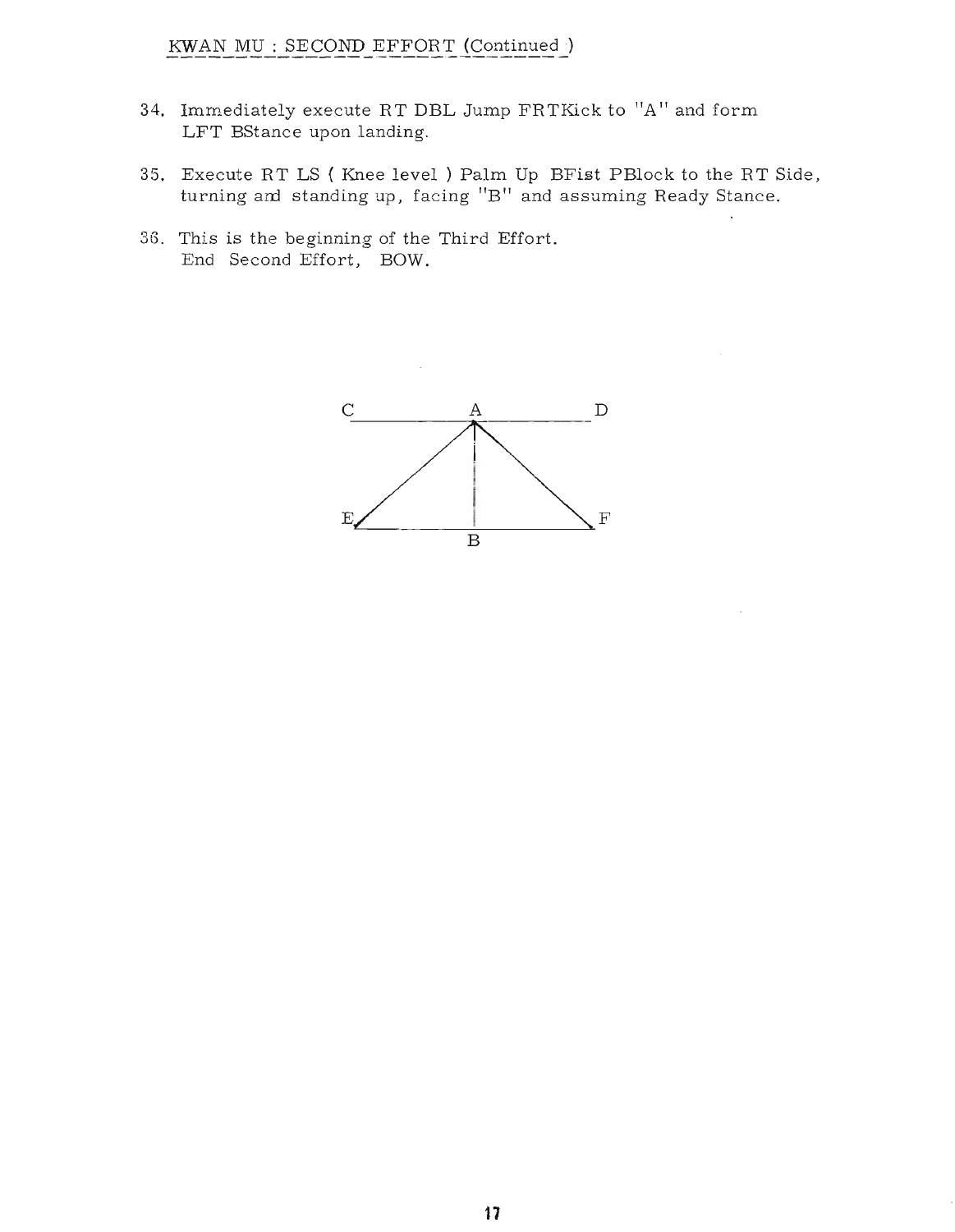KWAN MU : SECOND EFFORT (Continued )

34. Immediately execute RT DBL Jump FRTKick to "A" and form LFT BStance upon landing.

35. Execute RT LS ( Knee level ) Palm Up BFist PBlock to the RT Side, turning and standing up, facing "B" and assuming Ready Stance.

36. This is the beginning of the Third Effort.
    End Second Effort, BOW.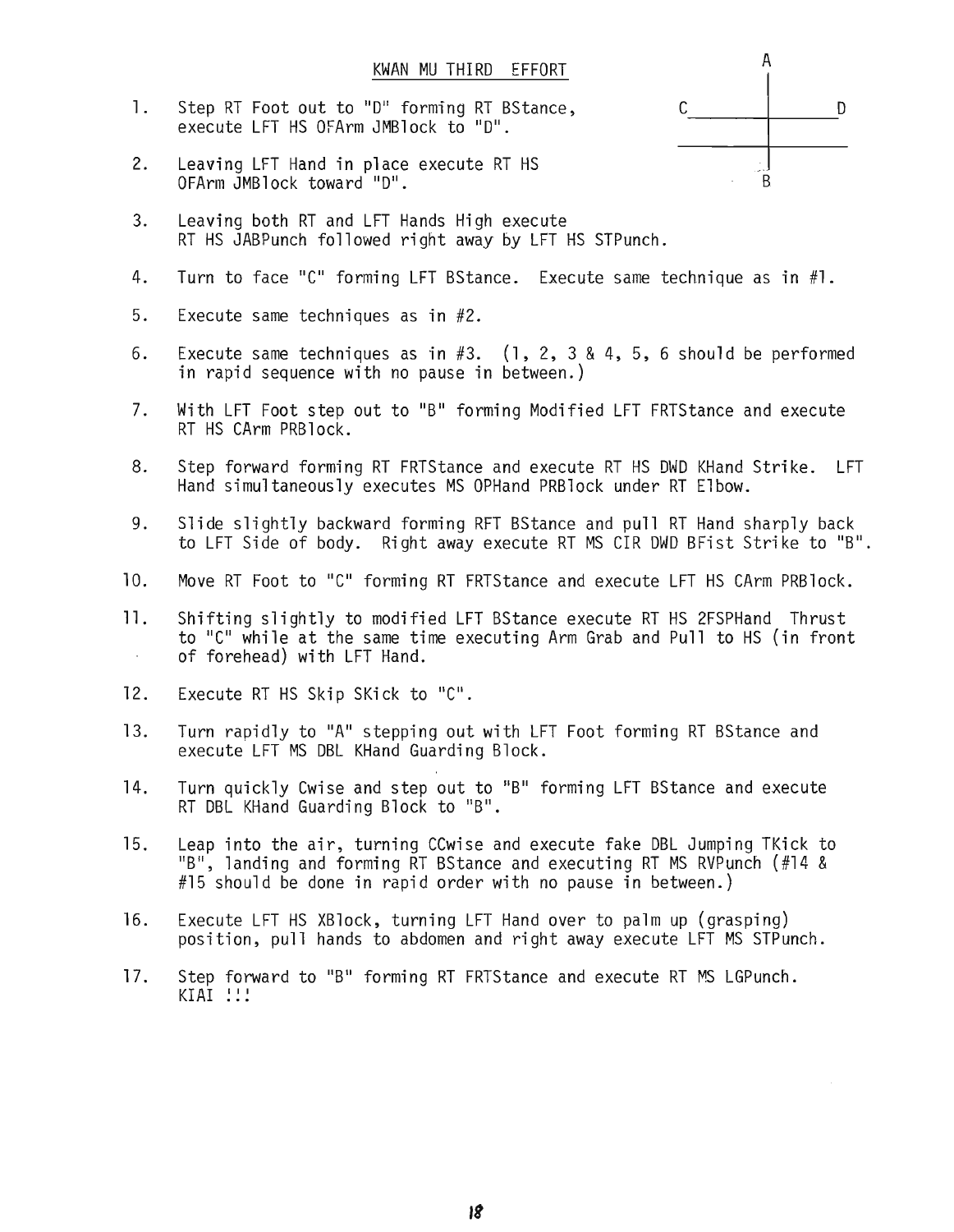# KWAN MU THIRD EFFORT

A
C D
B

1. Step RT Foot out to "D" forming RT BStance, execute LFT HS OFArm JMBlock to "D".
2. Leaving LFT Hand in place execute RT HS OFArm JMBlock toward "D".
3. Leaving both RT and LFT Hands High execute RT HS JABPunch followed right away by LFT HS STPunch.
4. Turn to face "C" forming LFT BStance. Execute same technique as in #1.
5. Execute same techniques as in #2.
6. Execute same techniques as in #3. (1, 2, 3 & 4, 5, 6 should be performed in rapid sequence with no pause in between.)
7. With LFT Foot step out to "B" forming Modified LFT FRTStance and execute RT HS CArm PRBlock.
8. Step forward forming RT FRTStance and execute RT HS DWD KHand Strike. LFT Hand simultaneously executes MS OPHand PRBlock under RT Elbow.
9. Slide slightly backward forming RFT BStance and pull RT Hand sharply back to LFT Side of body. Right away execute RT MS CIR DWD BFist Strike to "B".
10. Move RT Foot to "C" forming RT FRTStance and execute LFT HS CArm PRBlock.
11. Shifting slightly to modified LFT BStance execute RT HS 2FSPHand Thrust to "C" while at the same time executing Arm Grab and Pull to HS (in front of forehead) with LFT Hand.
12. Execute RT HS Skip SKick to "C".
13. Turn rapidly to "A" stepping out with LFT Foot forming RT BStance and execute LFT MS DBL KHand Guarding Block.
14. Turn quickly Cwise and step out to "B" forming LFT BStance and execute RT DBL KHand Guarding Block to "B".
15. Leap into the air, turning CCwise and execute fake DBL Jumping TKick to "B", landing and forming RT BStance and executing RT MS RVPunch (#14 & #15 should be done in rapid order with no pause in between.)
16. Execute LFT HS XBlock, turning LFT Hand over to palm up (grasping) position, pull hands to abdomen and right away execute LFT MS STPunch.
17. Step forward to "B" forming RT FRTStance and execute RT MS LGPunch. KIAI !!!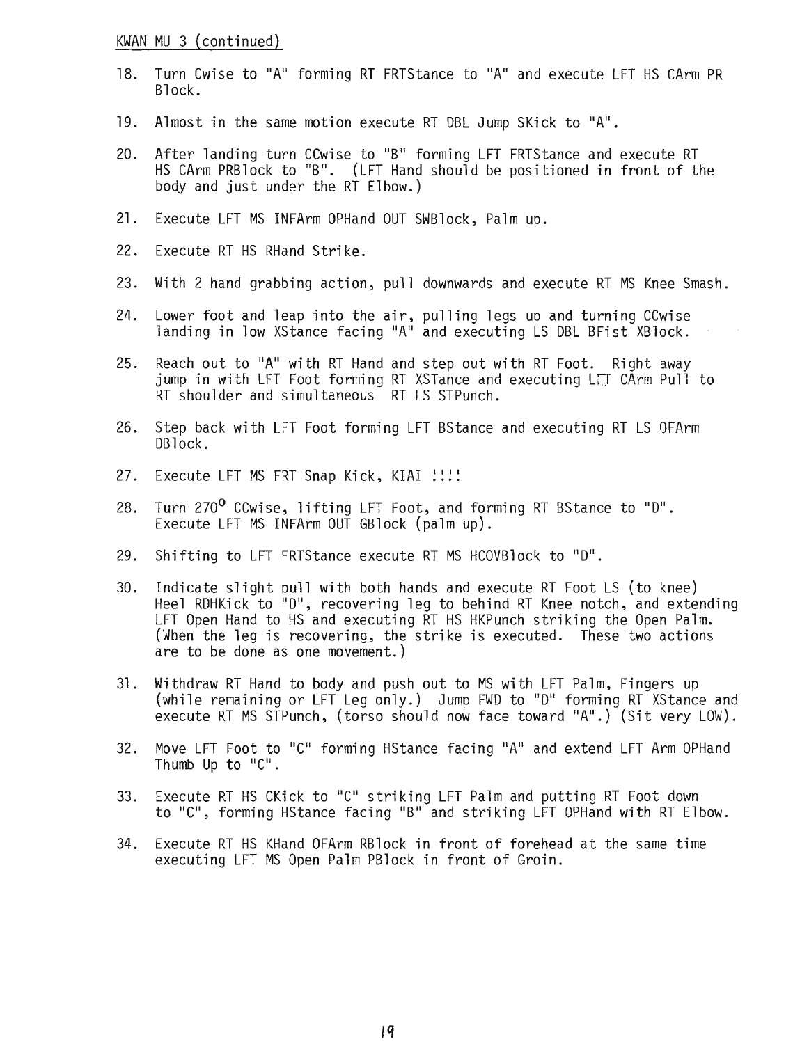KWAN MU 3 (continued)

18. Turn Cwise to "A" forming RT FRTStance to "A" and execute LFT HS CArm PR Block.

19. Almost in the same motion execute RT DBL Jump SKick to "A".

20. After landing turn CCwise to "B" forming LFT FRTStance and execute RT HS CArm PRBlock to "B". (LFT Hand should be positioned in front of the body and just under the RT Elbow.)

21. Execute LFT MS INFArm OPHand OUT SWBlock, Palm up.

22. Execute RT HS RHand Strike.

23. With 2 hand grabbing action, pull downwards and execute RT MS Knee Smash.

24. Lower foot and leap into the air, pulling legs up and turning CCwise landing in low XStance facing "A" and executing LS DBL BFist XBlock.

25. Reach out to "A" with RT Hand and step out with RT Foot. Right away jump in with LFT Foot forming RT XSTance and executing LFT CArm Pull to RT shoulder and simultaneous RT LS STPunch.

26. Step back with LFT Foot forming LFT BStance and executing RT LS OFArm DBlock.

27. Execute LFT MS FRT Snap Kick, KIAI !!!!

28. Turn 270° CCwise, lifting LFT Foot, and forming RT BStance to "D". Execute LFT MS INFArm OUT GBlock (palm up).

29. Shifting to LFT FRTStance execute RT MS HCOVBlock to "D".

30. Indicate slight pull with both hands and execute RT Foot LS (to knee) Heel RDHKick to "D", recovering leg to behind RT Knee notch, and extending LFT Open Hand to HS and executing RT HS HKPunch striking the Open Palm. (When the leg is recovering, the strike is executed. These two actions are to be done as one movement.)

31. Withdraw RT Hand to body and push out to MS with LFT Palm, Fingers up (while remaining or LFT Leg only.) Jump FWD to "D" forming RT XStance and execute RT MS STPunch, (torso should now face toward "A".) (Sit very LOW).

32. Move LFT Foot to "C" forming HStance facing "A" and extend LFT Arm OPHand Thumb Up to "C".

33. Execute RT HS CKick to "C" striking LFT Palm and putting RT Foot down to "C", forming HStance facing "B" and striking LFT OPHand with RT Elbow.

34. Execute RT HS KHand OFArm RBlock in front of forehead at the same time executing LFT MS Open Palm PBlock in front of Groin.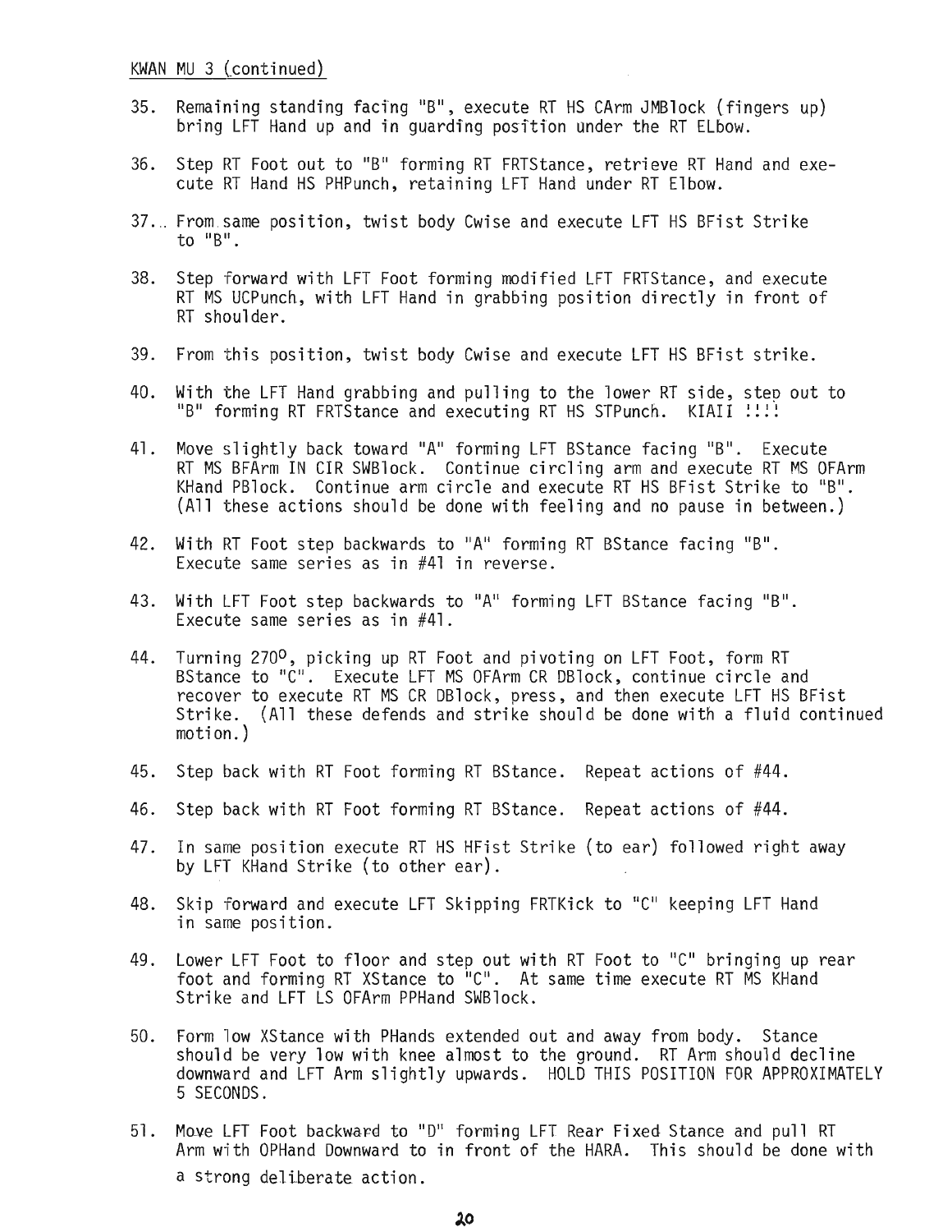KWAN MU 3 (continued)

35. Remaining standing facing "B", execute RT HS CArm JMBlock (fingers up) bring LFT Hand up and in guarding position under the RT ELbow.

36. Step RT Foot out to "B" forming RT FRTStance, retrieve RT Hand and execute RT Hand HS PHPunch, retaining LFT Hand under RT Elbow.

37. From same position, twist body Cwise and execute LFT HS BFist Strike to "B".

38. Step forward with LFT Foot forming modified LFT FRTStance, and execute RT MS UCPunch, with LFT Hand in grabbing position directly in front of RT shoulder.

39. From this position, twist body Cwise and execute LFT HS BFist strike.

40. With the LFT Hand grabbing and pulling to the lower RT side, step out to "B" forming RT FRTStance and executing RT HS STPunch. KIAII !!!!

41. Move slightly back toward "A" forming LFT BStance facing "B". Execute RT MS BFArm IN CIR SWBlock. Continue circling arm and execute RT MS OFArm KHand PBlock. Continue arm circle and execute RT HS BFist Strike to "B". (All these actions should be done with feeling and no pause in between.)

42. With RT Foot step backwards to "A" forming RT BStance facing "B". Execute same series as in #41 in reverse.

43. With LFT Foot step backwards to "A" forming LFT BStance facing "B". Execute same series as in #41.

44. Turning 270°, picking up RT Foot and pivoting on LFT Foot, form RT BStance to "C". Execute LFT MS OFArm CR DBlock, continue circle and recover to execute RT MS CR DBlock, press, and then execute LFT HS BFist Strike. (All these defends and strike should be done with a fluid continued motion.)

45. Step back with RT Foot forming RT BStance. Repeat actions of #44.

46. Step back with RT Foot forming RT BStance. Repeat actions of #44.

47. In same position execute RT HS HFist Strike (to ear) followed right away by LFT KHand Strike (to other ear).

48. Skip forward and execute LFT Skipping FRTKick to "C" keeping LFT Hand in same position.

49. Lower LFT Foot to floor and step out with RT Foot to "C" bringing up rear foot and forming RT XStance to "C". At same time execute RT MS KHand Strike and LFT LS OFArm PPHand SWBlock.

50. Form low XStance with PHands extended out and away from body. Stance should be very low with knee almost to the ground. RT Arm should decline downward and LFT Arm slightly upwards. HOLD THIS POSITION FOR APPROXIMATELY 5 SECONDS.

51. Move LFT Foot backward to "D" forming LFT Rear Fixed Stance and pull RT Arm with OPHand Downward to in front of the HARA. This should be done with a strong deliberate action.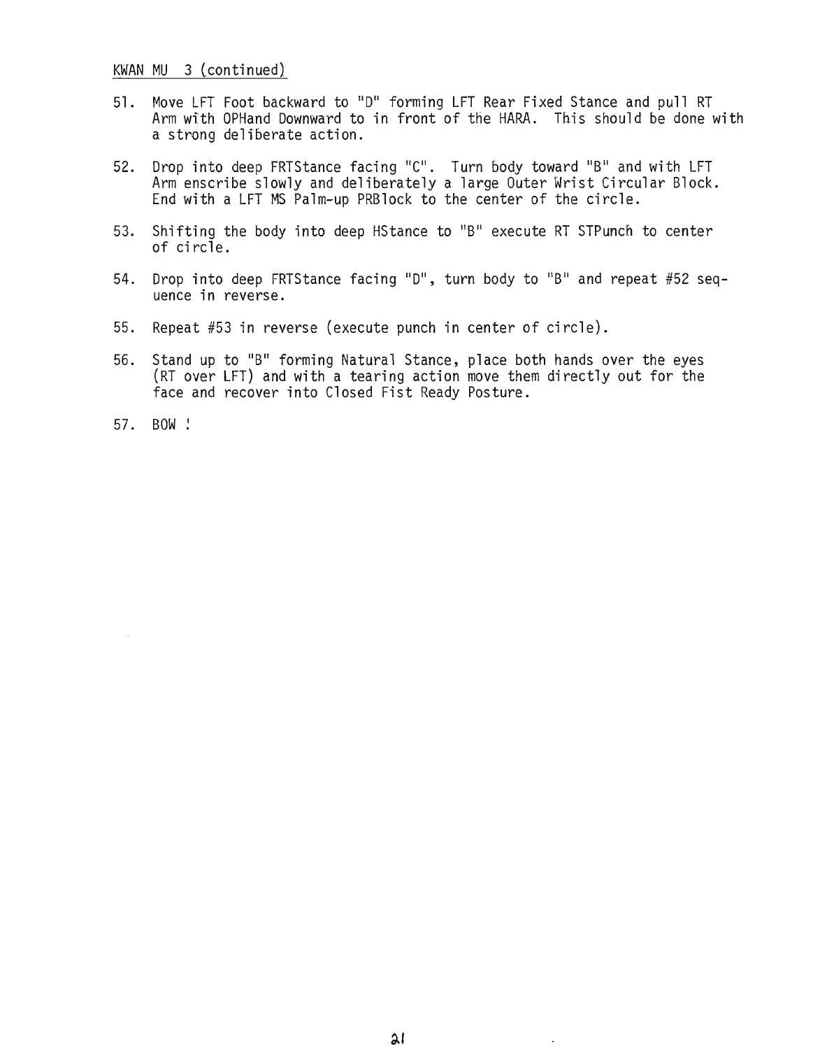KWAN MU 3 (continued)

51. Move LFT Foot backward to "D" forming LFT Rear Fixed Stance and pull RT Arm with OPHand Downward to in front of the HARA. This should be done with a strong deliberate action.

52. Drop into deep FRTStance facing "C". Turn body toward "B" and with LFT Arm enscribe slowly and deliberately a large Outer Wrist Circular Block. End with a LFT MS Palm-up PRBlock to the center of the circle.

53. Shifting the body into deep HStance to "B" execute RT STPunch to center of circle.

54. Drop into deep FRTStance facing "D", turn body to "B" and repeat #52 sequence in reverse.

55. Repeat #53 in reverse (execute punch in center of circle).

56. Stand up to "B" forming Natural Stance, place both hands over the eyes (RT over LFT) and with a tearing action move them directly out for the face and recover into Closed Fist Ready Posture.

57. BOW !